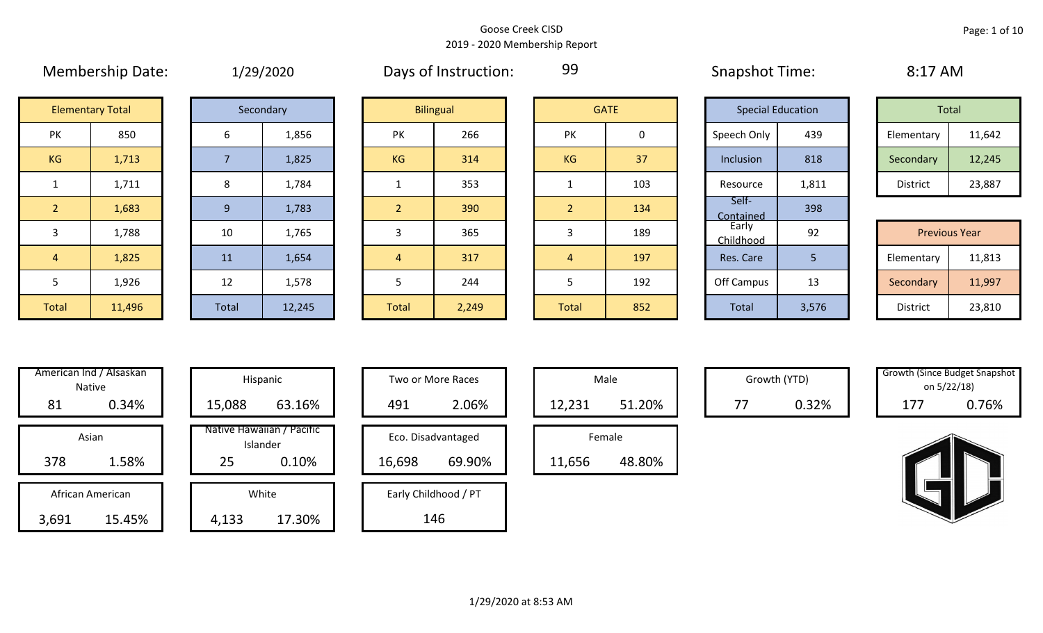# Goose Creek CISD

## 2019 - 2020 Membership Report

**Membership Date:** 1/29/2020  **Days of Instruction:** 99  **Snapshot Time:** 8:17 AM

| Elementary Total | |
|---|---|
| PK | 850 |
| KG | 1,713 |
| 1 | 1,711 |
| 2 | 1,683 |
| 3 | 1,788 |
| 4 | 1,825 |
| 5 | 1,926 |
| Total | 11,496 |

| Secondary | |
|---|---|
| 6 | 1,856 |
| 7 | 1,825 |
| 8 | 1,784 |
| 9 | 1,783 |
| 10 | 1,765 |
| 11 | 1,654 |
| 12 | 1,578 |
| Total | 12,245 |

| Bilingual | |
|---|---|
| PK | 266 |
| KG | 314 |
| 1 | 353 |
| 2 | 390 |
| 3 | 365 |
| 4 | 317 |
| 5 | 244 |
| Total | 2,249 |

| GATE | |
|---|---|
| PK | 0 |
| KG | 37 |
| 1 | 103 |
| 2 | 134 |
| 3 | 189 |
| 4 | 197 |
| 5 | 192 |
| Total | 852 |

| Special Education | |
|---|---|
| Speech Only | 439 |
| Inclusion | 818 |
| Resource | 1,811 |
| Self-Contained | 398 |
| Early Childhood | 92 |
| Res. Care | 5 |
| Off Campus | 13 |
| Total | 3,576 |

| Total | |
|---|---|
| Elementary | 11,642 |
| Secondary | 12,245 |
| District | 23,887 |

| Previous Year | |
|---|---|
| Elementary | 11,813 |
| Secondary | 11,997 |
| District | 23,810 |

| Category | Count | Percent |
|---|---|---|
| American Ind / Alsaskan Native | 81 | 0.34% |
| Asian | 378 | 1.58% |
| African American | 3,691 | 15.45% |
| Hispanic | 15,088 | 63.16% |
| Native Hawaiian / Pacific Islander | 25 | 0.10% |
| White | 4,133 | 17.30% |
| Two or More Races | 491 | 2.06% |
| Eco. Disadvantaged | 16,698 | 69.90% |
| Early Childhood / PT | 146 | |
| Male | 12,231 | 51.20% |
| Female | 11,656 | 48.80% |
| Growth (YTD) | 77 | 0.32% |
| Growth (Since Budget Snapshot on 5/22/18) | 177 | 0.76% |

1/29/2020 at 8:53 AM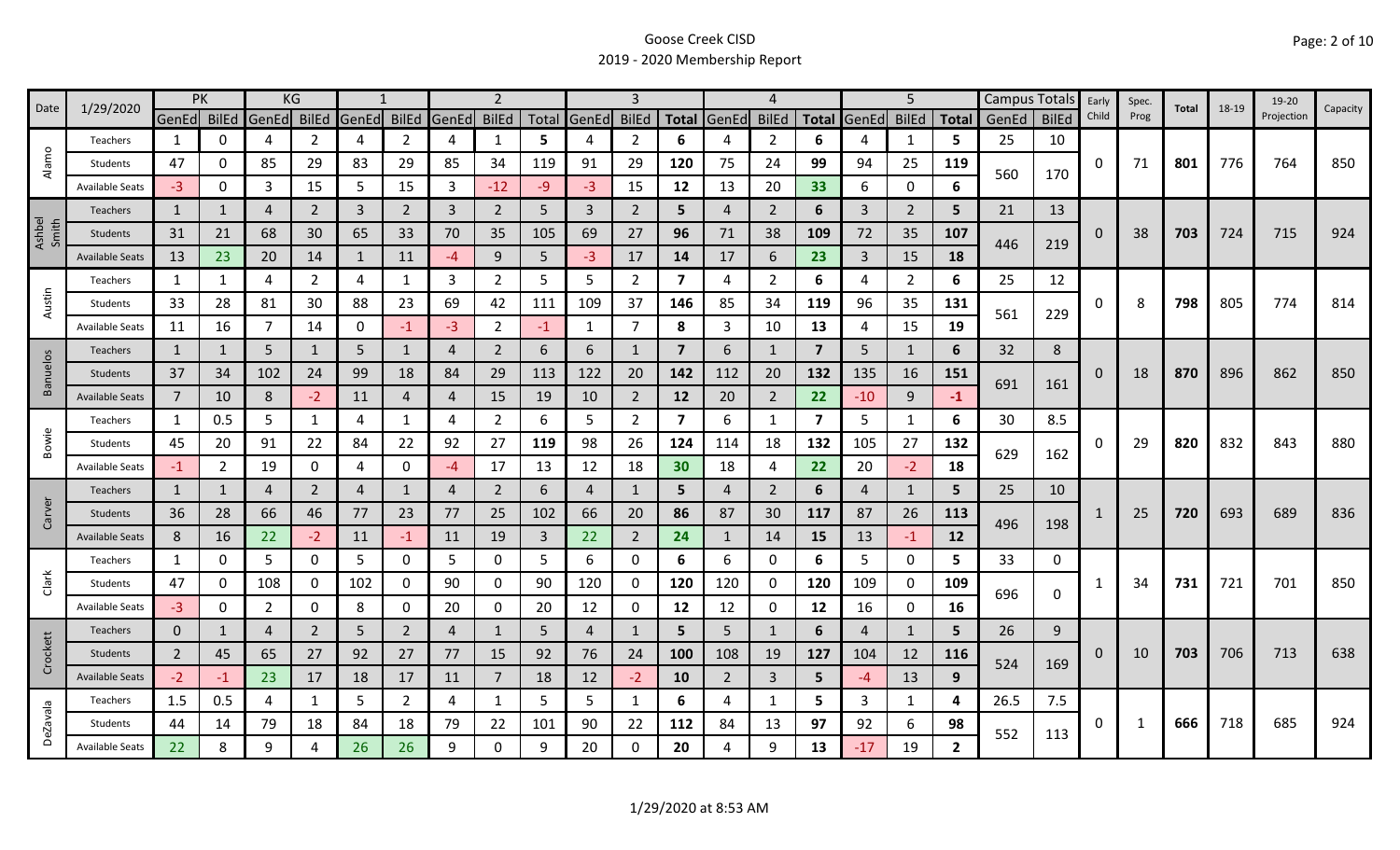# Goose Creek CISD
## 2019 - 2020 Membership Report

| Date | 1/29/2020 | PK | | KG | | 1 | | 2 | | | 3 | | | 4 | | | 5 | | | Campus Totals | | Early Child | Spec. Prog | Total | 18-19 | 19-20 Projection | Capacity |
|---|---|---|---|---|---|---|---|---|---|---|---|---|---|---|---|---|---|---|---|---|---|---|---|---|---|---|---|
| | | GenEd | BilEd | GenEd | BilEd | GenEd | BilEd | GenEd | BilEd | Total | GenEd | BilEd | Total | GenEd | BilEd | Total | GenEd | BilEd | Total | GenEd | BilEd | | | | | | |
| Alamo | Teachers | 1 | 0 | 4 | 2 | 4 | 2 | 4 | 1 | 5 | 4 | 2 | 6 | 4 | 2 | 6 | 4 | 1 | 5 | 25 | 10 | 0 | 71 | 801 | 776 | 764 | 850 |
| | Students | 47 | 0 | 85 | 29 | 83 | 29 | 85 | 34 | 119 | 91 | 29 | 120 | 75 | 24 | 99 | 94 | 25 | 119 | 560 | 170 | | | | | | |
| | Available Seats | -3 | 0 | 3 | 15 | 5 | 15 | 3 | -12 | -9 | -3 | 15 | 12 | 13 | 20 | 33 | 6 | 0 | 6 | | | | | | | | |
| Ashbel Smith | Teachers | 1 | 1 | 4 | 2 | 3 | 2 | 3 | 2 | 5 | 3 | 2 | 5 | 4 | 2 | 6 | 3 | 2 | 5 | 21 | 13 | 0 | 38 | 703 | 724 | 715 | 924 |
| | Students | 31 | 21 | 68 | 30 | 65 | 33 | 70 | 35 | 105 | 69 | 27 | 96 | 71 | 38 | 109 | 72 | 35 | 107 | 446 | 219 | | | | | | |
| | Available Seats | 13 | 23 | 20 | 14 | 1 | 11 | -4 | 9 | 5 | -3 | 17 | 14 | 17 | 6 | 23 | 3 | 15 | 18 | | | | | | | | |
| Austin | Teachers | 1 | 1 | 4 | 2 | 4 | 1 | 3 | 2 | 5 | 5 | 2 | 7 | 4 | 2 | 6 | 4 | 2 | 6 | 25 | 12 | 0 | 8 | 798 | 805 | 774 | 814 |
| | Students | 33 | 28 | 81 | 30 | 88 | 23 | 69 | 42 | 111 | 109 | 37 | 146 | 85 | 34 | 119 | 96 | 35 | 131 | 561 | 229 | | | | | | |
| | Available Seats | 11 | 16 | 7 | 14 | 0 | -1 | -3 | 2 | -1 | 1 | 7 | 8 | 3 | 10 | 13 | 4 | 15 | 19 | | | | | | | | |
| Banuelos | Teachers | 1 | 1 | 5 | 1 | 5 | 1 | 4 | 2 | 6 | 6 | 1 | 7 | 6 | 1 | 7 | 5 | 1 | 6 | 32 | 8 | 0 | 18 | 870 | 896 | 862 | 850 |
| | Students | 37 | 34 | 102 | 24 | 99 | 18 | 84 | 29 | 113 | 122 | 20 | 142 | 112 | 20 | 132 | 135 | 16 | 151 | 691 | 161 | | | | | | |
| | Available Seats | 7 | 10 | 8 | -2 | 11 | 4 | 4 | 15 | 19 | 10 | 2 | 12 | 20 | 2 | 22 | -10 | 9 | -1 | | | | | | | | |
| Bowie | Teachers | 1 | 0.5 | 5 | 1 | 4 | 1 | 4 | 2 | 6 | 5 | 2 | 7 | 6 | 1 | 7 | 5 | 1 | 6 | 30 | 8.5 | 0 | 29 | 820 | 832 | 843 | 880 |
| | Students | 45 | 20 | 91 | 22 | 84 | 22 | 92 | 27 | 119 | 98 | 26 | 124 | 114 | 18 | 132 | 105 | 27 | 132 | 629 | 162 | | | | | | |
| | Available Seats | -1 | 2 | 19 | 0 | 4 | 0 | -4 | 17 | 13 | 12 | 18 | 30 | 18 | 4 | 22 | 20 | -2 | 18 | | | | | | | | |
| Carver | Teachers | 1 | 1 | 4 | 2 | 4 | 1 | 4 | 2 | 6 | 4 | 1 | 5 | 4 | 2 | 6 | 4 | 1 | 5 | 25 | 10 | 1 | 25 | 720 | 693 | 689 | 836 |
| | Students | 36 | 28 | 66 | 46 | 77 | 23 | 77 | 25 | 102 | 66 | 20 | 86 | 87 | 30 | 117 | 87 | 26 | 113 | 496 | 198 | | | | | | |
| | Available Seats | 8 | 16 | 22 | -2 | 11 | -1 | 11 | 19 | 3 | 22 | 2 | 24 | 1 | 14 | 15 | 13 | -1 | 12 | | | | | | | | |
| Clark | Teachers | 1 | 0 | 5 | 0 | 5 | 0 | 5 | 0 | 5 | 6 | 0 | 6 | 6 | 0 | 6 | 5 | 0 | 5 | 33 | 0 | 1 | 34 | 731 | 721 | 701 | 850 |
| | Students | 47 | 0 | 108 | 0 | 102 | 0 | 90 | 0 | 90 | 120 | 0 | 120 | 120 | 0 | 120 | 109 | 0 | 109 | 696 | 0 | | | | | | |
| | Available Seats | -3 | 0 | 2 | 0 | 8 | 0 | 20 | 0 | 20 | 12 | 0 | 12 | 12 | 0 | 12 | 16 | 0 | 16 | | | | | | | | |
| Crockett | Teachers | 0 | 1 | 4 | 2 | 5 | 2 | 4 | 1 | 5 | 4 | 1 | 5 | 5 | 1 | 6 | 4 | 1 | 5 | 26 | 9 | 0 | 10 | 703 | 706 | 713 | 638 |
| | Students | 2 | 45 | 65 | 27 | 92 | 27 | 77 | 15 | 92 | 76 | 24 | 100 | 108 | 19 | 127 | 104 | 12 | 116 | 524 | 169 | | | | | | |
| | Available Seats | -2 | -1 | 23 | 17 | 18 | 17 | 11 | 7 | 18 | 12 | -2 | 10 | 2 | 3 | 5 | -4 | 13 | 9 | | | | | | | | |
| DeZavala | Teachers | 1.5 | 0.5 | 4 | 1 | 5 | 2 | 4 | 1 | 5 | 5 | 1 | 6 | 4 | 1 | 5 | 3 | 1 | 4 | 26.5 | 7.5 | 0 | 1 | 666 | 718 | 685 | 924 |
| | Students | 44 | 14 | 79 | 18 | 84 | 18 | 79 | 22 | 101 | 90 | 22 | 112 | 84 | 13 | 97 | 92 | 6 | 98 | 552 | 113 | | | | | | |
| | Available Seats | 22 | 8 | 9 | 4 | 26 | 26 | 9 | 0 | 9 | 20 | 0 | 20 | 4 | 9 | 13 | -17 | 19 | 2 | | | | | | | | |

1/29/2020 at 8:53 AM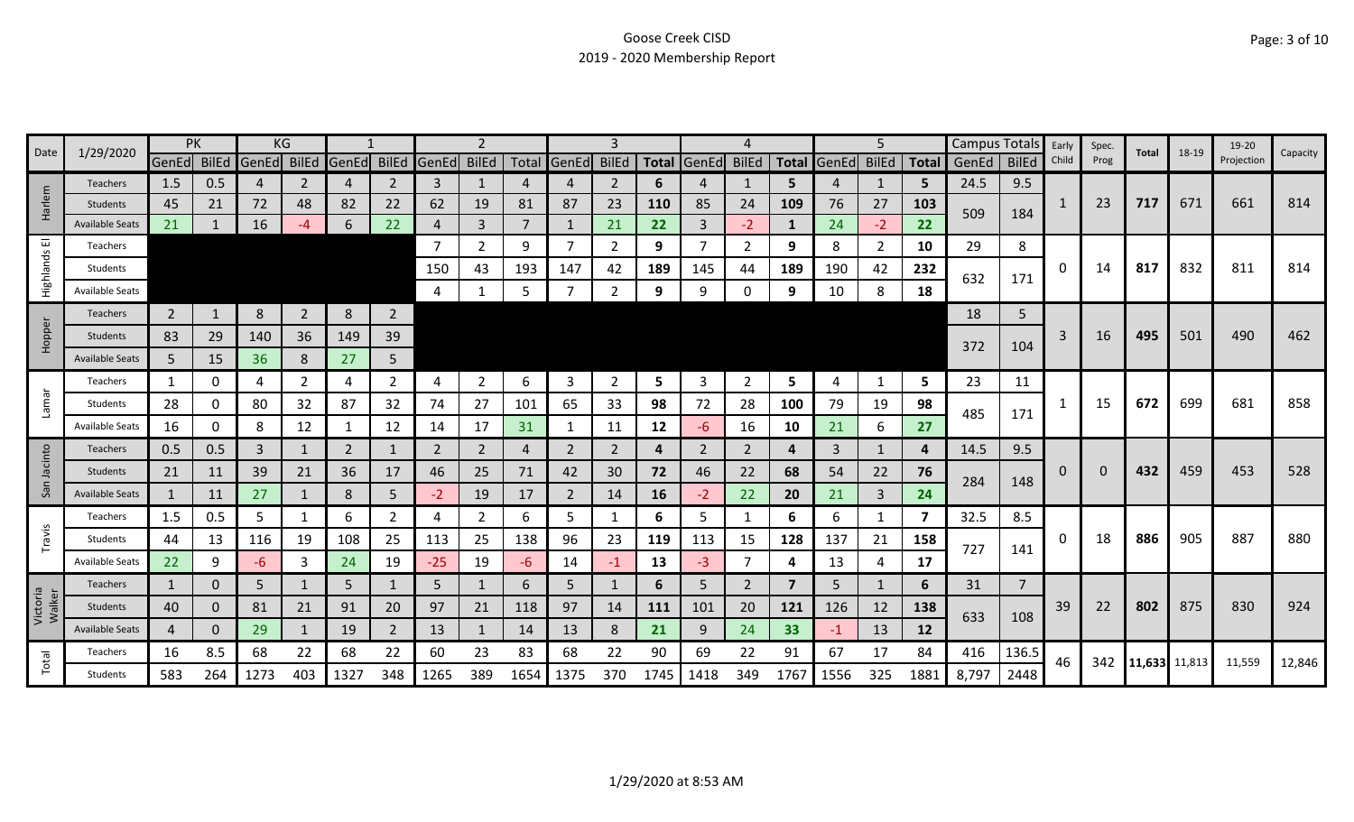# Goose Creek CISD

## 2019 - 2020 Membership Report

| Date | 1/29/2020 | PK | | KG | | 1 | | 2 | | | 3 | | | 4 | | | 5 | | | Campus Totals | | Early Child | Spec. Prog | Total | 18-19 | 19-20 Projection | Capacity |
|---|---|---|---|---|---|---|---|---|---|---|---|---|---|---|---|---|---|---|---|---|---|---|---|---|---|---|---|
| | | GenEd | BilEd | GenEd | BilEd | GenEd | BilEd | GenEd | BilEd | Total | GenEd | BilEd | Total | GenEd | BilEd | Total | GenEd | BilEd | Total | GenEd | BilEd | | | | | | |
| Harlem | Teachers | 1.5 | 0.5 | 4 | 2 | 4 | 2 | 3 | 1 | 4 | 4 | 2 | 6 | 4 | 1 | 5 | 4 | 1 | 5 | 24.5 | 9.5 | 1 | 23 | 717 | 671 | 661 | 814 |
| | Students | 45 | 21 | 72 | 48 | 82 | 22 | 62 | 19 | 81 | 87 | 23 | 110 | 85 | 24 | 109 | 76 | 27 | 103 | 509 | 184 | | | | | | |
| | Available Seats | 21 | 1 | 16 | -4 | 6 | 22 | 4 | 3 | 7 | 1 | 21 | 22 | 3 | -2 | 1 | 24 | -2 | 22 | | | | | | | | |
| Highlands El | Teachers | | | | | | | 7 | 2 | 9 | 7 | 2 | 9 | 7 | 2 | 9 | 8 | 2 | 10 | 29 | 8 | 0 | 14 | 817 | 832 | 811 | 814 |
| | Students | | | | | | | 150 | 43 | 193 | 147 | 42 | 189 | 145 | 44 | 189 | 190 | 42 | 232 | 632 | 171 | | | | | | |
| | Available Seats | | | | | | | 4 | 1 | 5 | 7 | 2 | 9 | 9 | 0 | 9 | 10 | 8 | 18 | | | | | | | | |
| Hopper | Teachers | 2 | 1 | 8 | 2 | 8 | 2 | | | | | | | | | | | | | 18 | 5 | 3 | 16 | 495 | 501 | 490 | 462 |
| | Students | 83 | 29 | 140 | 36 | 149 | 39 | | | | | | | | | | | | | 372 | 104 | | | | | | |
| | Available Seats | 5 | 15 | 36 | 8 | 27 | 5 | | | | | | | | | | | | | | | | | | | | |
| Lamar | Teachers | 1 | 0 | 4 | 2 | 4 | 2 | 4 | 2 | 6 | 3 | 2 | 5 | 3 | 2 | 5 | 4 | 1 | 5 | 23 | 11 | 1 | 15 | 672 | 699 | 681 | 858 |
| | Students | 28 | 0 | 80 | 32 | 87 | 32 | 74 | 27 | 101 | 65 | 33 | 98 | 72 | 28 | 100 | 79 | 19 | 98 | 485 | 171 | | | | | | |
| | Available Seats | 16 | 0 | 8 | 12 | 1 | 12 | 14 | 17 | 31 | 1 | 11 | 12 | -6 | 16 | 10 | 21 | 6 | 27 | | | | | | | | |
| San Jacinto | Teachers | 0.5 | 0.5 | 3 | 1 | 2 | 1 | 2 | 2 | 4 | 2 | 2 | 4 | 2 | 2 | 4 | 3 | 1 | 4 | 14.5 | 9.5 | 0 | 0 | 432 | 459 | 453 | 528 |
| | Students | 21 | 11 | 39 | 21 | 36 | 17 | 46 | 25 | 71 | 42 | 30 | 72 | 46 | 22 | 68 | 54 | 22 | 76 | 284 | 148 | | | | | | |
| | Available Seats | 1 | 11 | 27 | 1 | 8 | 5 | -2 | 19 | 17 | 2 | 14 | 16 | -2 | 22 | 20 | 21 | 3 | 24 | | | | | | | | |
| Travis | Teachers | 1.5 | 0.5 | 5 | 1 | 6 | 2 | 4 | 2 | 6 | 5 | 1 | 6 | 5 | 1 | 6 | 6 | 1 | 7 | 32.5 | 8.5 | 0 | 18 | 886 | 905 | 887 | 880 |
| | Students | 44 | 13 | 116 | 19 | 108 | 25 | 113 | 25 | 138 | 96 | 23 | 119 | 113 | 15 | 128 | 137 | 21 | 158 | 727 | 141 | | | | | | |
| | Available Seats | 22 | 9 | -6 | 3 | 24 | 19 | -25 | 19 | -6 | 14 | -1 | 13 | -3 | 7 | 4 | 13 | 4 | 17 | | | | | | | | |
| Victoria Walker | Teachers | 1 | 0 | 5 | 1 | 5 | 1 | 5 | 1 | 6 | 5 | 1 | 6 | 5 | 2 | 7 | 5 | 1 | 6 | 31 | 7 | 39 | 22 | 802 | 875 | 830 | 924 |
| | Students | 40 | 0 | 81 | 21 | 91 | 20 | 97 | 21 | 118 | 97 | 14 | 111 | 101 | 20 | 121 | 126 | 12 | 138 | 633 | 108 | | | | | | |
| | Available Seats | 4 | 0 | 29 | 1 | 19 | 2 | 13 | 1 | 14 | 13 | 8 | 21 | 9 | 24 | 33 | -1 | 13 | 12 | | | | | | | | |
| Total | Teachers | 16 | 8.5 | 68 | 22 | 68 | 22 | 60 | 23 | 83 | 68 | 22 | 90 | 69 | 22 | 91 | 67 | 17 | 84 | 416 | 136.5 | 46 | 342 | 11,633 | 11,813 | 11,559 | 12,846 |
| | Students | 583 | 264 | 1273 | 403 | 1327 | 348 | 1265 | 389 | 1654 | 1375 | 370 | 1745 | 1418 | 349 | 1767 | 1556 | 325 | 1881 | 8,797 | 2448 | | | | | | |

1/29/2020 at 8:53 AM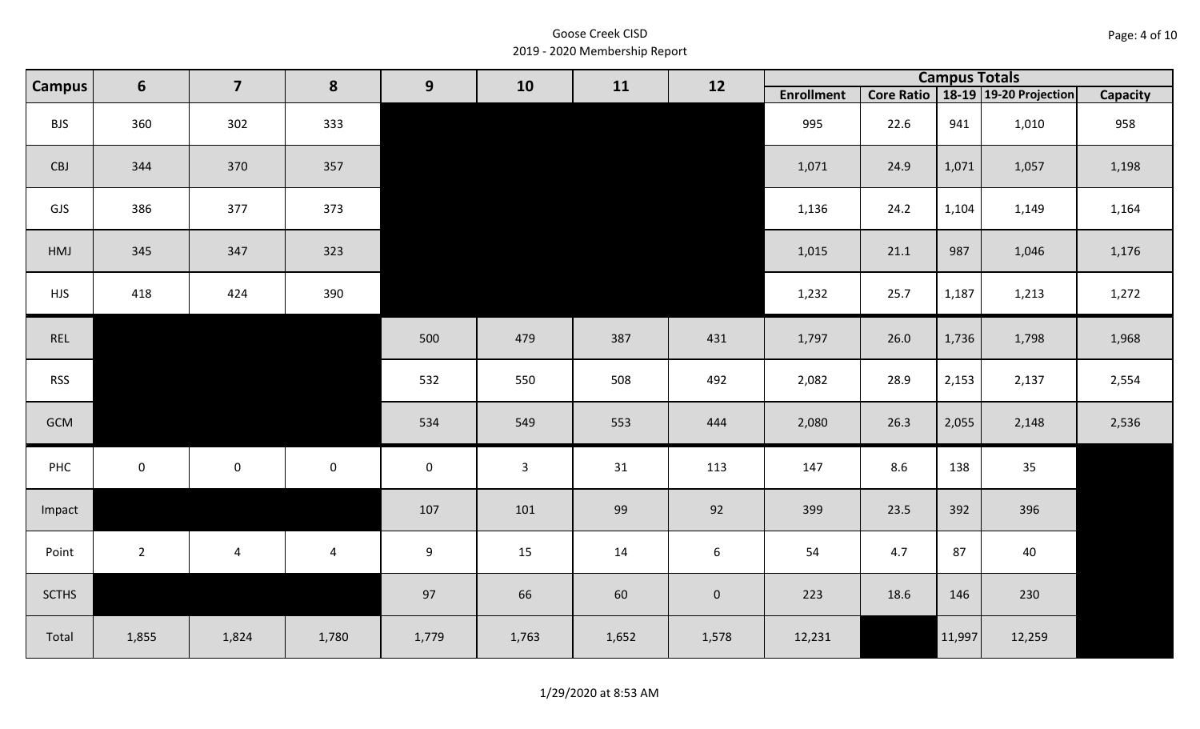Goose Creek CISD
2019 - 2020 Membership Report

| Campus | 6 | 7 | 8 | 9 | 10 | 11 | 12 | Campus Totals | | | | |
|---|---|---|---|---|---|---|---|---|---|---|---|---|
| | | | | | | | | Enrollment | Core Ratio | 18-19 | 19-20 Projection | Capacity |
| BJS | 360 | 302 | 333 | | | | | 995 | 22.6 | 941 | 1,010 | 958 |
| CBJ | 344 | 370 | 357 | | | | | 1,071 | 24.9 | 1,071 | 1,057 | 1,198 |
| GJS | 386 | 377 | 373 | | | | | 1,136 | 24.2 | 1,104 | 1,149 | 1,164 |
| HMJ | 345 | 347 | 323 | | | | | 1,015 | 21.1 | 987 | 1,046 | 1,176 |
| HJS | 418 | 424 | 390 | | | | | 1,232 | 25.7 | 1,187 | 1,213 | 1,272 |
| REL | | | | 500 | 479 | 387 | 431 | 1,797 | 26.0 | 1,736 | 1,798 | 1,968 |
| RSS | | | | 532 | 550 | 508 | 492 | 2,082 | 28.9 | 2,153 | 2,137 | 2,554 |
| GCM | | | | 534 | 549 | 553 | 444 | 2,080 | 26.3 | 2,055 | 2,148 | 2,536 |
| PHC | 0 | 0 | 0 | 0 | 3 | 31 | 113 | 147 | 8.6 | 138 | 35 | |
| Impact | | | | 107 | 101 | 99 | 92 | 399 | 23.5 | 392 | 396 | |
| Point | 2 | 4 | 4 | 9 | 15 | 14 | 6 | 54 | 4.7 | 87 | 40 | |
| SCTHS | | | | 97 | 66 | 60 | 0 | 223 | 18.6 | 146 | 230 | |
| Total | 1,855 | 1,824 | 1,780 | 1,779 | 1,763 | 1,652 | 1,578 | 12,231 | | 11,997 | 12,259 | |

1/29/2020 at 8:53 AM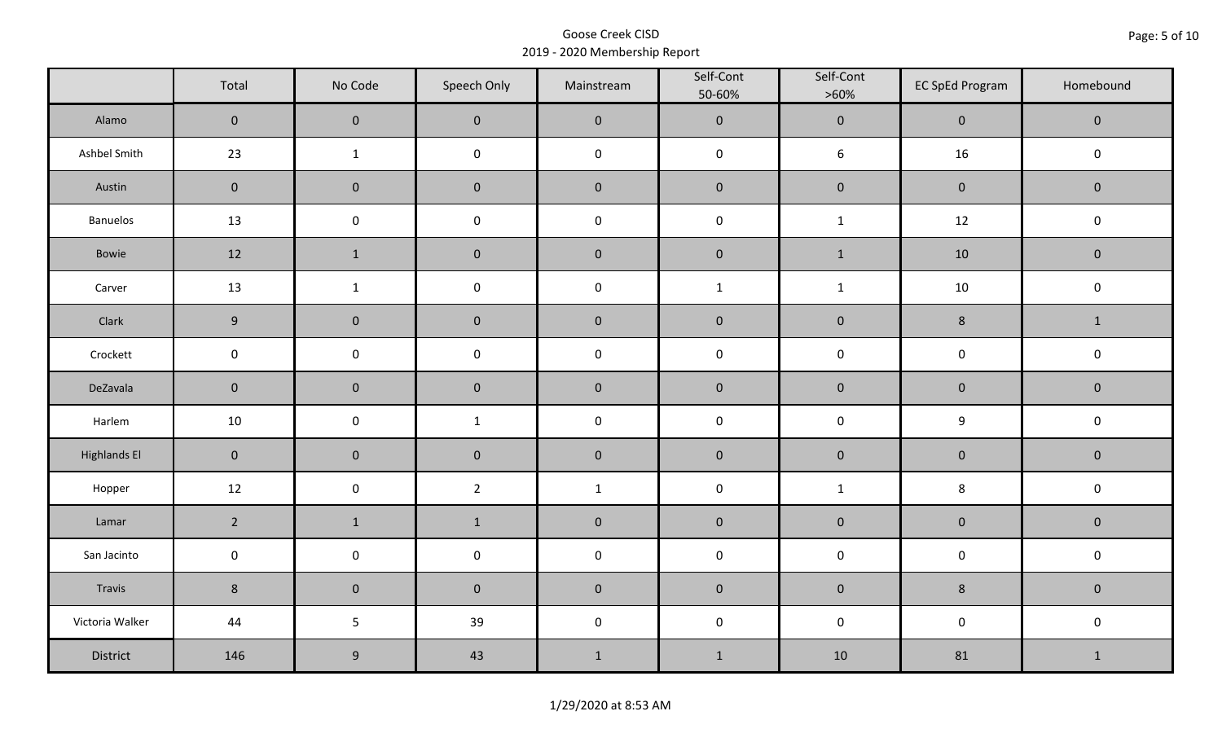Goose Creek CISD
2019 - 2020 Membership Report

|  | Total | No Code | Speech Only | Mainstream | Self-Cont 50-60% | Self-Cont >60% | EC SpEd Program | Homebound |
|---|---|---|---|---|---|---|---|---|
| Alamo | 0 | 0 | 0 | 0 | 0 | 0 | 0 | 0 |
| Ashbel Smith | 23 | 1 | 0 | 0 | 0 | 6 | 16 | 0 |
| Austin | 0 | 0 | 0 | 0 | 0 | 0 | 0 | 0 |
| Banuelos | 13 | 0 | 0 | 0 | 0 | 1 | 12 | 0 |
| Bowie | 12 | 1 | 0 | 0 | 0 | 1 | 10 | 0 |
| Carver | 13 | 1 | 0 | 0 | 1 | 1 | 10 | 0 |
| Clark | 9 | 0 | 0 | 0 | 0 | 0 | 8 | 1 |
| Crockett | 0 | 0 | 0 | 0 | 0 | 0 | 0 | 0 |
| DeZavala | 0 | 0 | 0 | 0 | 0 | 0 | 0 | 0 |
| Harlem | 10 | 0 | 1 | 0 | 0 | 0 | 9 | 0 |
| Highlands El | 0 | 0 | 0 | 0 | 0 | 0 | 0 | 0 |
| Hopper | 12 | 0 | 2 | 1 | 0 | 1 | 8 | 0 |
| Lamar | 2 | 1 | 1 | 0 | 0 | 0 | 0 | 0 |
| San Jacinto | 0 | 0 | 0 | 0 | 0 | 0 | 0 | 0 |
| Travis | 8 | 0 | 0 | 0 | 0 | 0 | 8 | 0 |
| Victoria Walker | 44 | 5 | 39 | 0 | 0 | 0 | 0 | 0 |
| District | 146 | 9 | 43 | 1 | 1 | 10 | 81 | 1 |

1/29/2020 at 8:53 AM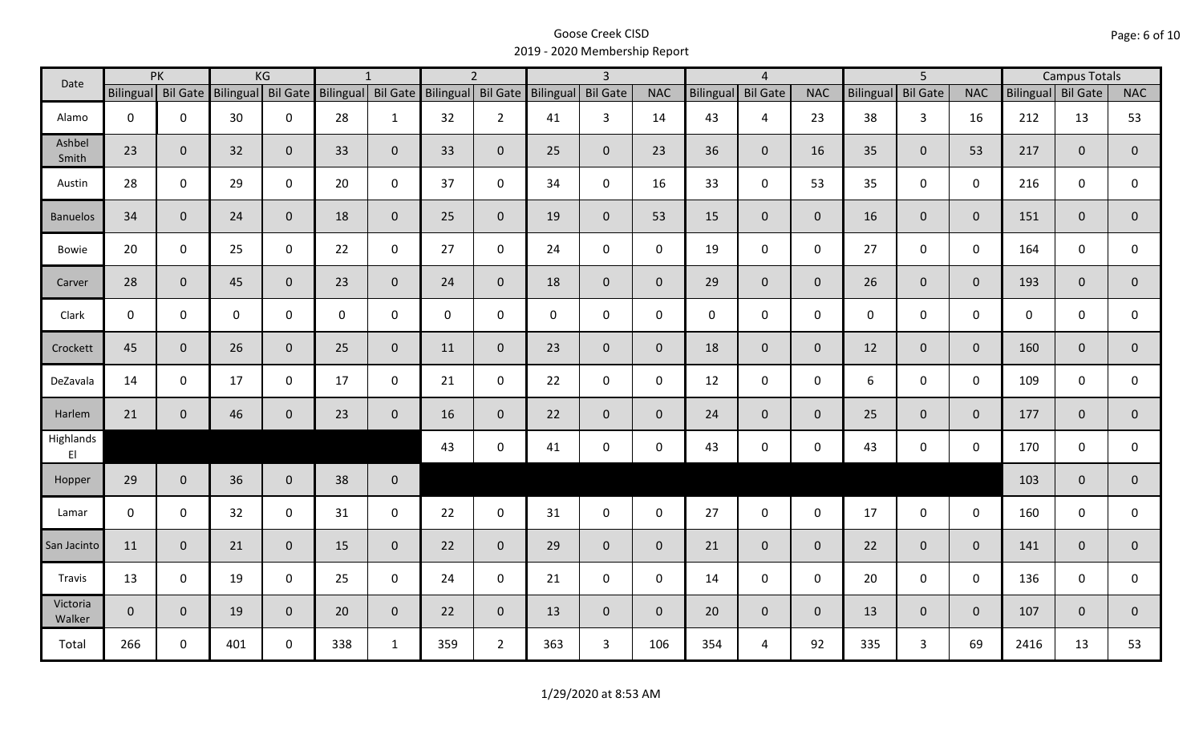# Goose Creek CISD
## 2019 - 2020 Membership Report

| Date | PK | | KG | | 1 | | 2 | | 3 | | | 4 | | | 5 | | | Campus Totals | | |
|---|---|---|---|---|---|---|---|---|---|---|---|---|---|---|---|---|---|---|---|---|
| | Bilingual | Bil Gate | Bilingual | Bil Gate | Bilingual | Bil Gate | Bilingual | Bil Gate | Bilingual | Bil Gate | NAC | Bilingual | Bil Gate | NAC | Bilingual | Bil Gate | NAC | Bilingual | Bil Gate | NAC |
| Alamo | 0 | 0 | 30 | 0 | 28 | 1 | 32 | 2 | 41 | 3 | 14 | 43 | 4 | 23 | 38 | 3 | 16 | 212 | 13 | 53 |
| Ashbel Smith | 23 | 0 | 32 | 0 | 33 | 0 | 33 | 0 | 25 | 0 | 23 | 36 | 0 | 16 | 35 | 0 | 53 | 217 | 0 | 0 |
| Austin | 28 | 0 | 29 | 0 | 20 | 0 | 37 | 0 | 34 | 0 | 16 | 33 | 0 | 53 | 35 | 0 | 0 | 216 | 0 | 0 |
| Banuelos | 34 | 0 | 24 | 0 | 18 | 0 | 25 | 0 | 19 | 0 | 53 | 15 | 0 | 0 | 16 | 0 | 0 | 151 | 0 | 0 |
| Bowie | 20 | 0 | 25 | 0 | 22 | 0 | 27 | 0 | 24 | 0 | 0 | 19 | 0 | 0 | 27 | 0 | 0 | 164 | 0 | 0 |
| Carver | 28 | 0 | 45 | 0 | 23 | 0 | 24 | 0 | 18 | 0 | 0 | 29 | 0 | 0 | 26 | 0 | 0 | 193 | 0 | 0 |
| Clark | 0 | 0 | 0 | 0 | 0 | 0 | 0 | 0 | 0 | 0 | 0 | 0 | 0 | 0 | 0 | 0 | 0 | 0 | 0 | 0 |
| Crockett | 45 | 0 | 26 | 0 | 25 | 0 | 11 | 0 | 23 | 0 | 0 | 18 | 0 | 0 | 12 | 0 | 0 | 160 | 0 | 0 |
| DeZavala | 14 | 0 | 17 | 0 | 17 | 0 | 21 | 0 | 22 | 0 | 0 | 12 | 0 | 0 | 6 | 0 | 0 | 109 | 0 | 0 |
| Harlem | 21 | 0 | 46 | 0 | 23 | 0 | 16 | 0 | 22 | 0 | 0 | 24 | 0 | 0 | 25 | 0 | 0 | 177 | 0 | 0 |
| Highlands El | | | | | | | 43 | 0 | 41 | 0 | 0 | 43 | 0 | 0 | 43 | 0 | 0 | 170 | 0 | 0 |
| Hopper | 29 | 0 | 36 | 0 | 38 | 0 | | | | | | | | | | | | 103 | 0 | 0 |
| Lamar | 0 | 0 | 32 | 0 | 31 | 0 | 22 | 0 | 31 | 0 | 0 | 27 | 0 | 0 | 17 | 0 | 0 | 160 | 0 | 0 |
| San Jacinto | 11 | 0 | 21 | 0 | 15 | 0 | 22 | 0 | 29 | 0 | 0 | 21 | 0 | 0 | 22 | 0 | 0 | 141 | 0 | 0 |
| Travis | 13 | 0 | 19 | 0 | 25 | 0 | 24 | 0 | 21 | 0 | 0 | 14 | 0 | 0 | 20 | 0 | 0 | 136 | 0 | 0 |
| Victoria Walker | 0 | 0 | 19 | 0 | 20 | 0 | 22 | 0 | 13 | 0 | 0 | 20 | 0 | 0 | 13 | 0 | 0 | 107 | 0 | 0 |
| Total | 266 | 0 | 401 | 0 | 338 | 1 | 359 | 2 | 363 | 3 | 106 | 354 | 4 | 92 | 335 | 3 | 69 | 2416 | 13 | 53 |

1/29/2020 at 8:53 AM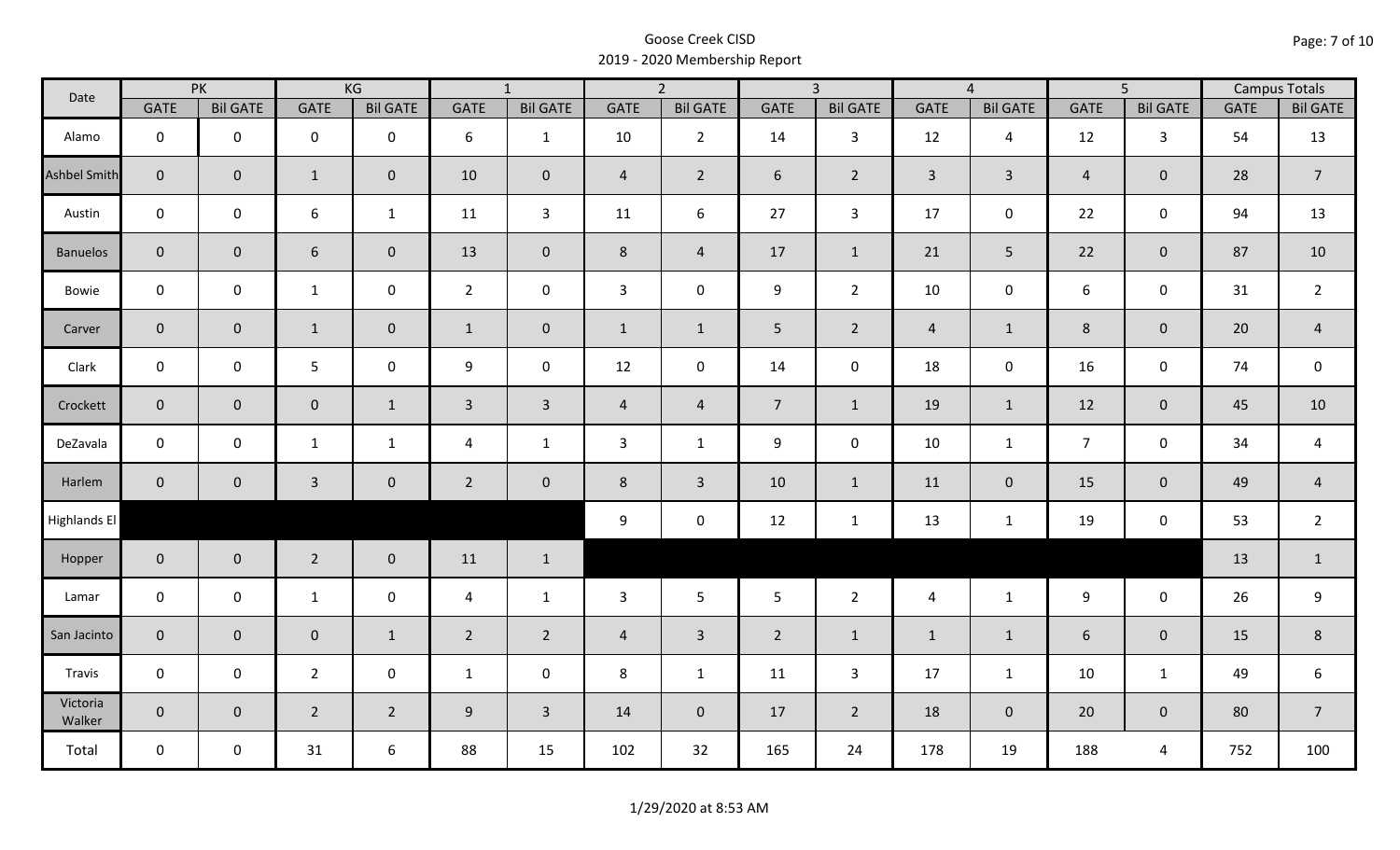Goose Creek CISD
2019 - 2020 Membership Report

| Date | PK | | KG | | 1 | | 2 | | 3 | | 4 | | 5 | | Campus Totals | |
|---|---|---|---|---|---|---|---|---|---|---|---|---|---|---|---|---|
| | GATE | Bil GATE | GATE | Bil GATE | GATE | Bil GATE | GATE | Bil GATE | GATE | Bil GATE | GATE | Bil GATE | GATE | Bil GATE | GATE | Bil GATE |
| Alamo | 0 | 0 | 0 | 0 | 6 | 1 | 10 | 2 | 14 | 3 | 12 | 4 | 12 | 3 | 54 | 13 |
| Ashbel Smith | 0 | 0 | 1 | 0 | 10 | 0 | 4 | 2 | 6 | 2 | 3 | 3 | 4 | 0 | 28 | 7 |
| Austin | 0 | 0 | 6 | 1 | 11 | 3 | 11 | 6 | 27 | 3 | 17 | 0 | 22 | 0 | 94 | 13 |
| Banuelos | 0 | 0 | 6 | 0 | 13 | 0 | 8 | 4 | 17 | 1 | 21 | 5 | 22 | 0 | 87 | 10 |
| Bowie | 0 | 0 | 1 | 0 | 2 | 0 | 3 | 0 | 9 | 2 | 10 | 0 | 6 | 0 | 31 | 2 |
| Carver | 0 | 0 | 1 | 0 | 1 | 0 | 1 | 1 | 5 | 2 | 4 | 1 | 8 | 0 | 20 | 4 |
| Clark | 0 | 0 | 5 | 0 | 9 | 0 | 12 | 0 | 14 | 0 | 18 | 0 | 16 | 0 | 74 | 0 |
| Crockett | 0 | 0 | 0 | 1 | 3 | 3 | 4 | 4 | 7 | 1 | 19 | 1 | 12 | 0 | 45 | 10 |
| DeZavala | 0 | 0 | 1 | 1 | 4 | 1 | 3 | 1 | 9 | 0 | 10 | 1 | 7 | 0 | 34 | 4 |
| Harlem | 0 | 0 | 3 | 0 | 2 | 0 | 8 | 3 | 10 | 1 | 11 | 0 | 15 | 0 | 49 | 4 |
| Highlands El | | | | | | | 9 | 0 | 12 | 1 | 13 | 1 | 19 | 0 | 53 | 2 |
| Hopper | 0 | 0 | 2 | 0 | 11 | 1 | | | | | | | | | 13 | 1 |
| Lamar | 0 | 0 | 1 | 0 | 4 | 1 | 3 | 5 | 5 | 2 | 4 | 1 | 9 | 0 | 26 | 9 |
| San Jacinto | 0 | 0 | 0 | 1 | 2 | 2 | 4 | 3 | 2 | 1 | 1 | 1 | 6 | 0 | 15 | 8 |
| Travis | 0 | 0 | 2 | 0 | 1 | 0 | 8 | 1 | 11 | 3 | 17 | 1 | 10 | 1 | 49 | 6 |
| Victoria Walker | 0 | 0 | 2 | 2 | 9 | 3 | 14 | 0 | 17 | 2 | 18 | 0 | 20 | 0 | 80 | 7 |
| Total | 0 | 0 | 31 | 6 | 88 | 15 | 102 | 32 | 165 | 24 | 178 | 19 | 188 | 4 | 752 | 100 |

1/29/2020 at 8:53 AM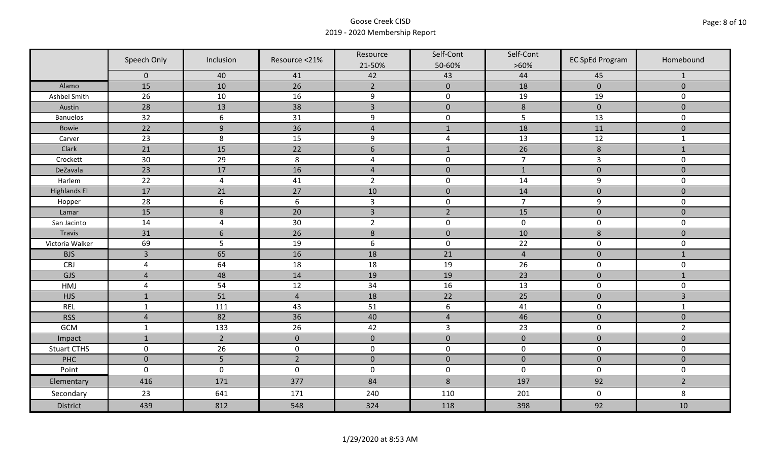Goose Creek CISD
2019 - 2020 Membership Report

| | Speech Only | Inclusion | Resource <21% | Resource 21-50% | Self-Cont 50-60% | Self-Cont >60% | EC SpEd Program | Homebound |
|---|---|---|---|---|---|---|---|---|
| | 0 | 40 | 41 | 42 | 43 | 44 | 45 | 1 |
| Alamo | 15 | 10 | 26 | 2 | 0 | 18 | 0 | 0 |
| Ashbel Smith | 26 | 10 | 16 | 9 | 0 | 19 | 19 | 0 |
| Austin | 28 | 13 | 38 | 3 | 0 | 8 | 0 | 0 |
| Banuelos | 32 | 6 | 31 | 9 | 0 | 5 | 13 | 0 |
| Bowie | 22 | 9 | 36 | 4 | 1 | 18 | 11 | 0 |
| Carver | 23 | 8 | 15 | 9 | 4 | 13 | 12 | 1 |
| Clark | 21 | 15 | 22 | 6 | 1 | 26 | 8 | 1 |
| Crockett | 30 | 29 | 8 | 4 | 0 | 7 | 3 | 0 |
| DeZavala | 23 | 17 | 16 | 4 | 0 | 1 | 0 | 0 |
| Harlem | 22 | 4 | 41 | 2 | 0 | 14 | 9 | 0 |
| Highlands El | 17 | 21 | 27 | 10 | 0 | 14 | 0 | 0 |
| Hopper | 28 | 6 | 6 | 3 | 0 | 7 | 9 | 0 |
| Lamar | 15 | 8 | 20 | 3 | 2 | 15 | 0 | 0 |
| San Jacinto | 14 | 4 | 30 | 2 | 0 | 0 | 0 | 0 |
| Travis | 31 | 6 | 26 | 8 | 0 | 10 | 8 | 0 |
| Victoria Walker | 69 | 5 | 19 | 6 | 0 | 22 | 0 | 0 |
| BJS | 3 | 65 | 16 | 18 | 21 | 4 | 0 | 1 |
| CBJ | 4 | 64 | 18 | 18 | 19 | 26 | 0 | 0 |
| GJS | 4 | 48 | 14 | 19 | 19 | 23 | 0 | 1 |
| HMJ | 4 | 54 | 12 | 34 | 16 | 13 | 0 | 0 |
| HJS | 1 | 51 | 4 | 18 | 22 | 25 | 0 | 3 |
| REL | 1 | 111 | 43 | 51 | 6 | 41 | 0 | 1 |
| RSS | 4 | 82 | 36 | 40 | 4 | 46 | 0 | 0 |
| GCM | 1 | 133 | 26 | 42 | 3 | 23 | 0 | 2 |
| Impact | 1 | 2 | 0 | 0 | 0 | 0 | 0 | 0 |
| Stuart CTHS | 0 | 26 | 0 | 0 | 0 | 0 | 0 | 0 |
| PHC | 0 | 5 | 2 | 0 | 0 | 0 | 0 | 0 |
| Point | 0 | 0 | 0 | 0 | 0 | 0 | 0 | 0 |
| Elementary | 416 | 171 | 377 | 84 | 8 | 197 | 92 | 2 |
| Secondary | 23 | 641 | 171 | 240 | 110 | 201 | 0 | 8 |
| District | 439 | 812 | 548 | 324 | 118 | 398 | 92 | 10 |

1/29/2020 at 8:53 AM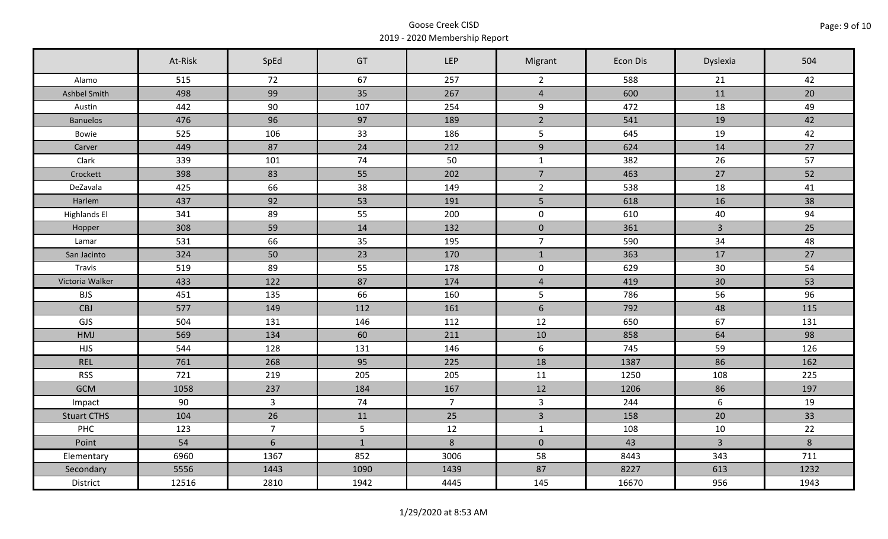Goose Creek CISD
2019 - 2020 Membership Report

| | At-Risk | SpEd | GT | LEP | Migrant | Econ Dis | Dyslexia | 504 |
|---|---|---|---|---|---|---|---|---|
| Alamo | 515 | 72 | 67 | 257 | 2 | 588 | 21 | 42 |
| Ashbel Smith | 498 | 99 | 35 | 267 | 4 | 600 | 11 | 20 |
| Austin | 442 | 90 | 107 | 254 | 9 | 472 | 18 | 49 |
| Banuelos | 476 | 96 | 97 | 189 | 2 | 541 | 19 | 42 |
| Bowie | 525 | 106 | 33 | 186 | 5 | 645 | 19 | 42 |
| Carver | 449 | 87 | 24 | 212 | 9 | 624 | 14 | 27 |
| Clark | 339 | 101 | 74 | 50 | 1 | 382 | 26 | 57 |
| Crockett | 398 | 83 | 55 | 202 | 7 | 463 | 27 | 52 |
| DeZavala | 425 | 66 | 38 | 149 | 2 | 538 | 18 | 41 |
| Harlem | 437 | 92 | 53 | 191 | 5 | 618 | 16 | 38 |
| Highlands El | 341 | 89 | 55 | 200 | 0 | 610 | 40 | 94 |
| Hopper | 308 | 59 | 14 | 132 | 0 | 361 | 3 | 25 |
| Lamar | 531 | 66 | 35 | 195 | 7 | 590 | 34 | 48 |
| San Jacinto | 324 | 50 | 23 | 170 | 1 | 363 | 17 | 27 |
| Travis | 519 | 89 | 55 | 178 | 0 | 629 | 30 | 54 |
| Victoria Walker | 433 | 122 | 87 | 174 | 4 | 419 | 30 | 53 |
| BJS | 451 | 135 | 66 | 160 | 5 | 786 | 56 | 96 |
| CBJ | 577 | 149 | 112 | 161 | 6 | 792 | 48 | 115 |
| GJS | 504 | 131 | 146 | 112 | 12 | 650 | 67 | 131 |
| HMJ | 569 | 134 | 60 | 211 | 10 | 858 | 64 | 98 |
| HJS | 544 | 128 | 131 | 146 | 6 | 745 | 59 | 126 |
| REL | 761 | 268 | 95 | 225 | 18 | 1387 | 86 | 162 |
| RSS | 721 | 219 | 205 | 205 | 11 | 1250 | 108 | 225 |
| GCM | 1058 | 237 | 184 | 167 | 12 | 1206 | 86 | 197 |
| Impact | 90 | 3 | 74 | 7 | 3 | 244 | 6 | 19 |
| Stuart CTHS | 104 | 26 | 11 | 25 | 3 | 158 | 20 | 33 |
| PHC | 123 | 7 | 5 | 12 | 1 | 108 | 10 | 22 |
| Point | 54 | 6 | 1 | 8 | 0 | 43 | 3 | 8 |
| Elementary | 6960 | 1367 | 852 | 3006 | 58 | 8443 | 343 | 711 |
| Secondary | 5556 | 1443 | 1090 | 1439 | 87 | 8227 | 613 | 1232 |
| District | 12516 | 2810 | 1942 | 4445 | 145 | 16670 | 956 | 1943 |

1/29/2020 at 8:53 AM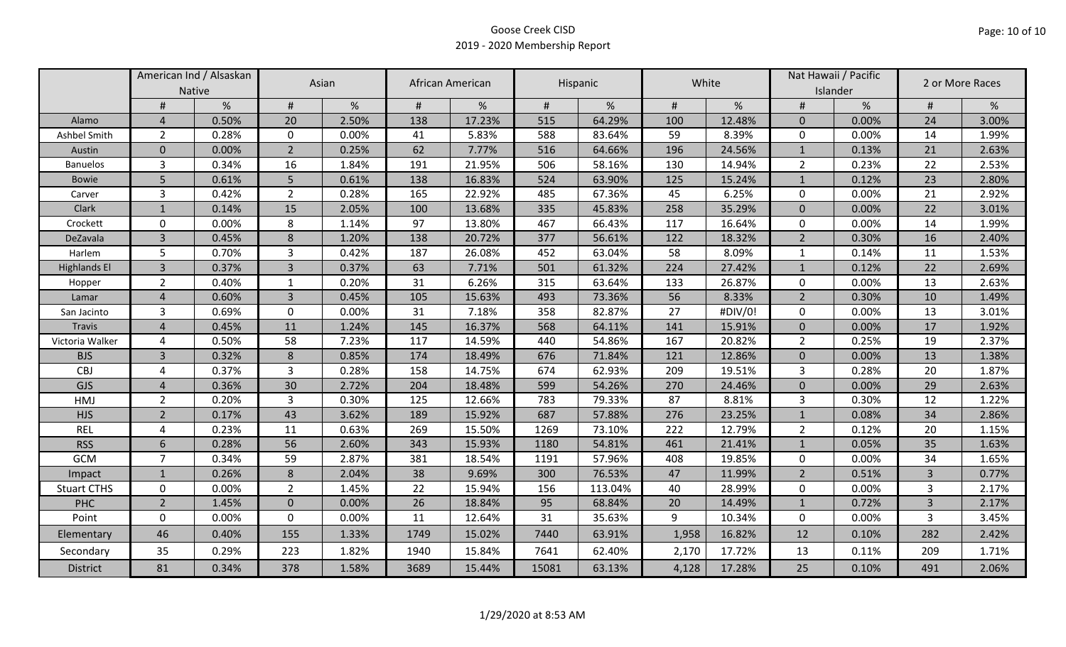# Goose Creek CISD

## 2019 - 2020 Membership Report

| | American Ind / Alsaskan Native | | Asian | | African American | | Hispanic | | White | | Nat Hawaii / Pacific Islander | | 2 or More Races | |
|---|---|---|---|---|---|---|---|---|---|---|---|---|---|---|
| | # | % | # | % | # | % | # | % | # | % | # | % | # | % |
| Alamo | 4 | 0.50% | 20 | 2.50% | 138 | 17.23% | 515 | 64.29% | 100 | 12.48% | 0 | 0.00% | 24 | 3.00% |
| Ashbel Smith | 2 | 0.28% | 0 | 0.00% | 41 | 5.83% | 588 | 83.64% | 59 | 8.39% | 0 | 0.00% | 14 | 1.99% |
| Austin | 0 | 0.00% | 2 | 0.25% | 62 | 7.77% | 516 | 64.66% | 196 | 24.56% | 1 | 0.13% | 21 | 2.63% |
| Banuelos | 3 | 0.34% | 16 | 1.84% | 191 | 21.95% | 506 | 58.16% | 130 | 14.94% | 2 | 0.23% | 22 | 2.53% |
| Bowie | 5 | 0.61% | 5 | 0.61% | 138 | 16.83% | 524 | 63.90% | 125 | 15.24% | 1 | 0.12% | 23 | 2.80% |
| Carver | 3 | 0.42% | 2 | 0.28% | 165 | 22.92% | 485 | 67.36% | 45 | 6.25% | 0 | 0.00% | 21 | 2.92% |
| Clark | 1 | 0.14% | 15 | 2.05% | 100 | 13.68% | 335 | 45.83% | 258 | 35.29% | 0 | 0.00% | 22 | 3.01% |
| Crockett | 0 | 0.00% | 8 | 1.14% | 97 | 13.80% | 467 | 66.43% | 117 | 16.64% | 0 | 0.00% | 14 | 1.99% |
| DeZavala | 3 | 0.45% | 8 | 1.20% | 138 | 20.72% | 377 | 56.61% | 122 | 18.32% | 2 | 0.30% | 16 | 2.40% |
| Harlem | 5 | 0.70% | 3 | 0.42% | 187 | 26.08% | 452 | 63.04% | 58 | 8.09% | 1 | 0.14% | 11 | 1.53% |
| Highlands El | 3 | 0.37% | 3 | 0.37% | 63 | 7.71% | 501 | 61.32% | 224 | 27.42% | 1 | 0.12% | 22 | 2.69% |
| Hopper | 2 | 0.40% | 1 | 0.20% | 31 | 6.26% | 315 | 63.64% | 133 | 26.87% | 0 | 0.00% | 13 | 2.63% |
| Lamar | 4 | 0.60% | 3 | 0.45% | 105 | 15.63% | 493 | 73.36% | 56 | 8.33% | 2 | 0.30% | 10 | 1.49% |
| San Jacinto | 3 | 0.69% | 0 | 0.00% | 31 | 7.18% | 358 | 82.87% | 27 | #DIV/0! | 0 | 0.00% | 13 | 3.01% |
| Travis | 4 | 0.45% | 11 | 1.24% | 145 | 16.37% | 568 | 64.11% | 141 | 15.91% | 0 | 0.00% | 17 | 1.92% |
| Victoria Walker | 4 | 0.50% | 58 | 7.23% | 117 | 14.59% | 440 | 54.86% | 167 | 20.82% | 2 | 0.25% | 19 | 2.37% |
| BJS | 3 | 0.32% | 8 | 0.85% | 174 | 18.49% | 676 | 71.84% | 121 | 12.86% | 0 | 0.00% | 13 | 1.38% |
| CBJ | 4 | 0.37% | 3 | 0.28% | 158 | 14.75% | 674 | 62.93% | 209 | 19.51% | 3 | 0.28% | 20 | 1.87% |
| GJS | 4 | 0.36% | 30 | 2.72% | 204 | 18.48% | 599 | 54.26% | 270 | 24.46% | 0 | 0.00% | 29 | 2.63% |
| HMJ | 2 | 0.20% | 3 | 0.30% | 125 | 12.66% | 783 | 79.33% | 87 | 8.81% | 3 | 0.30% | 12 | 1.22% |
| HJS | 2 | 0.17% | 43 | 3.62% | 189 | 15.92% | 687 | 57.88% | 276 | 23.25% | 1 | 0.08% | 34 | 2.86% |
| REL | 4 | 0.23% | 11 | 0.63% | 269 | 15.50% | 1269 | 73.10% | 222 | 12.79% | 2 | 0.12% | 20 | 1.15% |
| RSS | 6 | 0.28% | 56 | 2.60% | 343 | 15.93% | 1180 | 54.81% | 461 | 21.41% | 1 | 0.05% | 35 | 1.63% |
| GCM | 7 | 0.34% | 59 | 2.87% | 381 | 18.54% | 1191 | 57.96% | 408 | 19.85% | 0 | 0.00% | 34 | 1.65% |
| Impact | 1 | 0.26% | 8 | 2.04% | 38 | 9.69% | 300 | 76.53% | 47 | 11.99% | 2 | 0.51% | 3 | 0.77% |
| Stuart CTHS | 0 | 0.00% | 2 | 1.45% | 22 | 15.94% | 156 | 113.04% | 40 | 28.99% | 0 | 0.00% | 3 | 2.17% |
| PHC | 2 | 1.45% | 0 | 0.00% | 26 | 18.84% | 95 | 68.84% | 20 | 14.49% | 1 | 0.72% | 3 | 2.17% |
| Point | 0 | 0.00% | 0 | 0.00% | 11 | 12.64% | 31 | 35.63% | 9 | 10.34% | 0 | 0.00% | 3 | 3.45% |
| Elementary | 46 | 0.40% | 155 | 1.33% | 1749 | 15.02% | 7440 | 63.91% | 1,958 | 16.82% | 12 | 0.10% | 282 | 2.42% |
| Secondary | 35 | 0.29% | 223 | 1.82% | 1940 | 15.84% | 7641 | 62.40% | 2,170 | 17.72% | 13 | 0.11% | 209 | 1.71% |
| District | 81 | 0.34% | 378 | 1.58% | 3689 | 15.44% | 15081 | 63.13% | 4,128 | 17.28% | 25 | 0.10% | 491 | 2.06% |

1/29/2020 at 8:53 AM